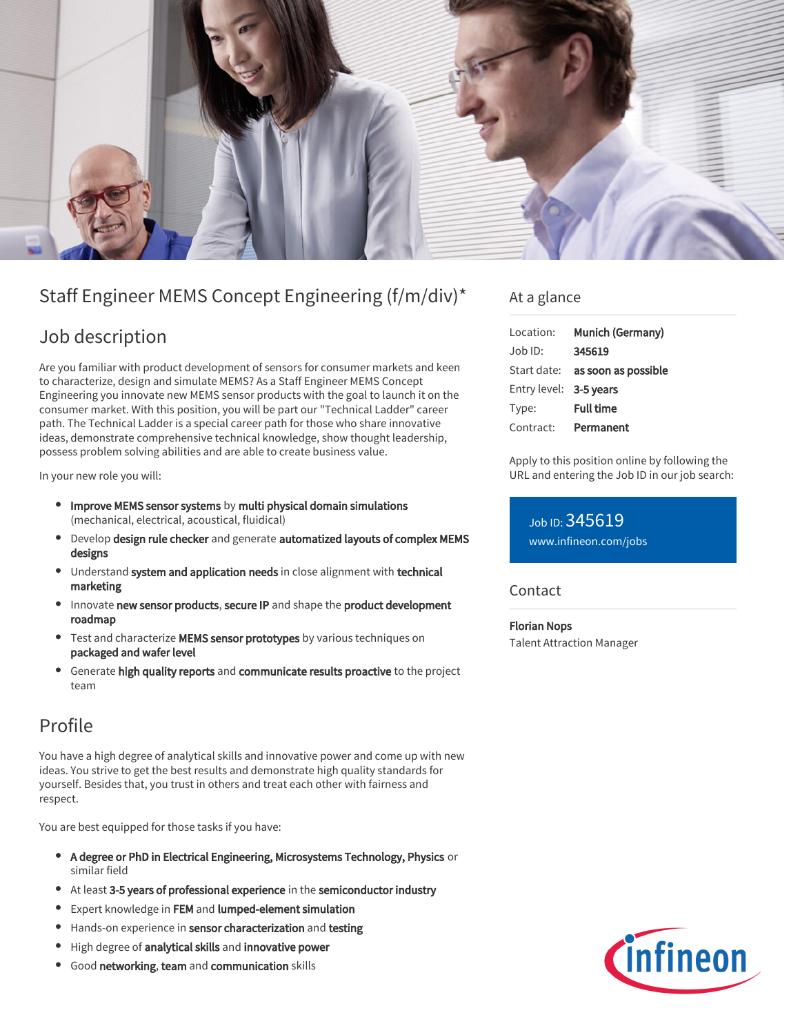# Staff Engineer MEMS Concept Engineering (f/m/div)*

## Job description

Are you familiar with product development of sensors for consumer markets and keen to characterize, design and simulate MEMS? As a Staff Engineer MEMS Concept Engineering you innovate new MEMS sensor products with the goal to launch it on the consumer market. With this position, you will be part our "Technical Ladder" career path. The Technical Ladder is a special career path for those who share innovative ideas, demonstrate comprehensive technical knowledge, show thought leadership, possess problem solving abilities and are able to create business value.

In your new role you will:

- **Improve MEMS sensor systems** by **multi physical domain simulations** (mechanical, electrical, acoustical, fluidical)
- Develop **design rule checker** and generate **automatized layouts of complex MEMS designs**
- Understand **system and application needs** in close alignment with **technical marketing**
- Innovate **new sensor products**, **secure IP** and shape the **product development roadmap**
- Test and characterize **MEMS sensor prototypes** by various techniques on **packaged and wafer level**
- Generate **high quality reports** and **communicate results proactive** to the project team

## Profile

You have a high degree of analytical skills and innovative power and come up with new ideas. You strive to get the best results and demonstrate high quality standards for yourself. Besides that, you trust in others and treat each other with fairness and respect.

You are best equipped for those tasks if you have:

- **A degree or PhD in Electrical Engineering, Microsystems Technology, Physics** or similar field
- At least **3-5 years of professional experience** in the **semiconductor industry**
- Expert knowledge in **FEM** and **lumped-element simulation**
- Hands-on experience in **sensor characterization** and **testing**
- High degree of **analytical skills** and **innovative power**
- Good **networking**, **team** and **communication** skills

## At a glance

| | |
|---|---|
| Location: | **Munich (Germany)** |
| Job ID: | **345619** |
| Start date: | **as soon as possible** |
| Entry level: | **3-5 years** |
| Type: | **Full time** |
| Contract: | **Permanent** |

Apply to this position online by following the URL and entering the Job ID in our job search:

Job ID: 345619
www.infineon.com/jobs

## Contact

**Florian Nops**
Talent Attraction Manager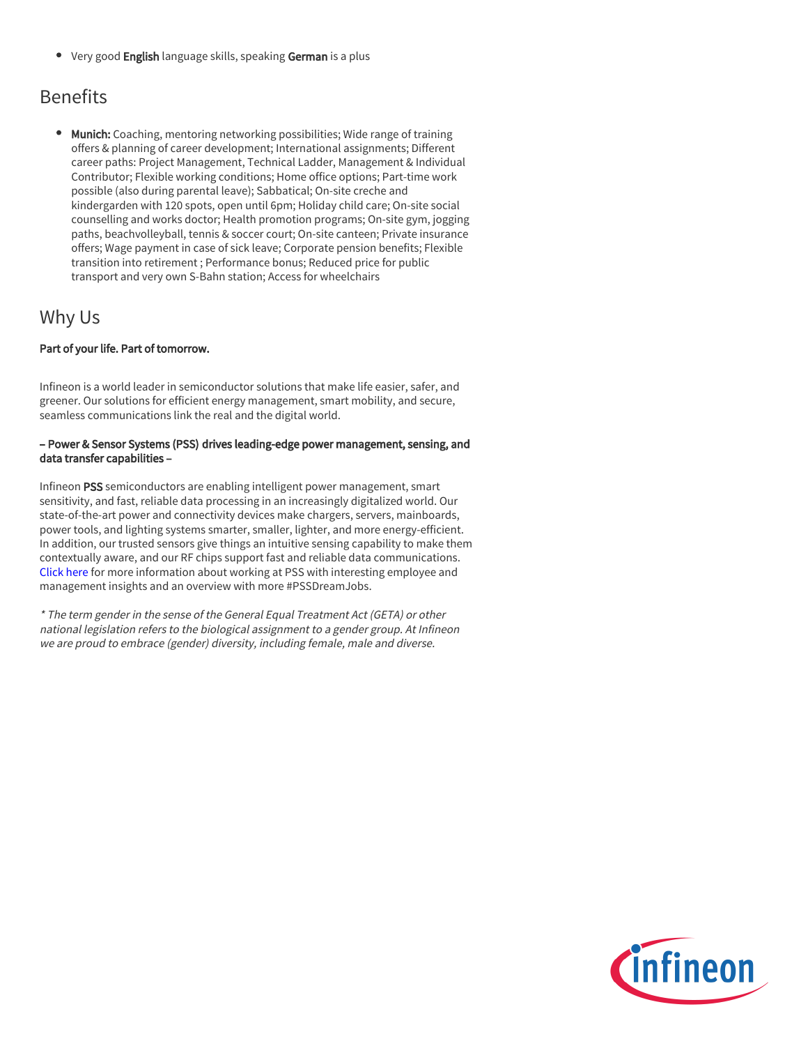- Very good **English** language skills, speaking **German** is a plus

## Benefits

- **Munich:** Coaching, mentoring networking possibilities; Wide range of training offers & planning of career development; International assignments; Different career paths: Project Management, Technical Ladder, Management & Individual Contributor; Flexible working conditions; Home office options; Part-time work possible (also during parental leave); Sabbatical; On-site creche and kindergarden with 120 spots, open until 6pm; Holiday child care; On-site social counselling and works doctor; Health promotion programs; On-site gym, jogging paths, beachvolleyball, tennis & soccer court; On-site canteen; Private insurance offers; Wage payment in case of sick leave; Corporate pension benefits; Flexible transition into retirement ; Performance bonus; Reduced price for public transport and very own S-Bahn station; Access for wheelchairs

## Why Us

**Part of your life. Part of tomorrow.**

Infineon is a world leader in semiconductor solutions that make life easier, safer, and greener. Our solutions for efficient energy management, smart mobility, and secure, seamless communications link the real and the digital world.

**– Power & Sensor Systems (PSS) drives leading-edge power management, sensing, and data transfer capabilities –**

Infineon **PSS** semiconductors are enabling intelligent power management, smart sensitivity, and fast, reliable data processing in an increasingly digitalized world. Our state-of-the-art power and connectivity devices make chargers, servers, mainboards, power tools, and lighting systems smarter, smaller, lighter, and more energy-efficient. In addition, our trusted sensors give things an intuitive sensing capability to make them contextually aware, and our RF chips support fast and reliable data communications. Click here for more information about working at PSS with interesting employee and management insights and an overview with more #PSSDreamJobs.

*\* The term gender in the sense of the General Equal Treatment Act (GETA) or other national legislation refers to the biological assignment to a gender group. At Infineon we are proud to embrace (gender) diversity, including female, male and diverse.*